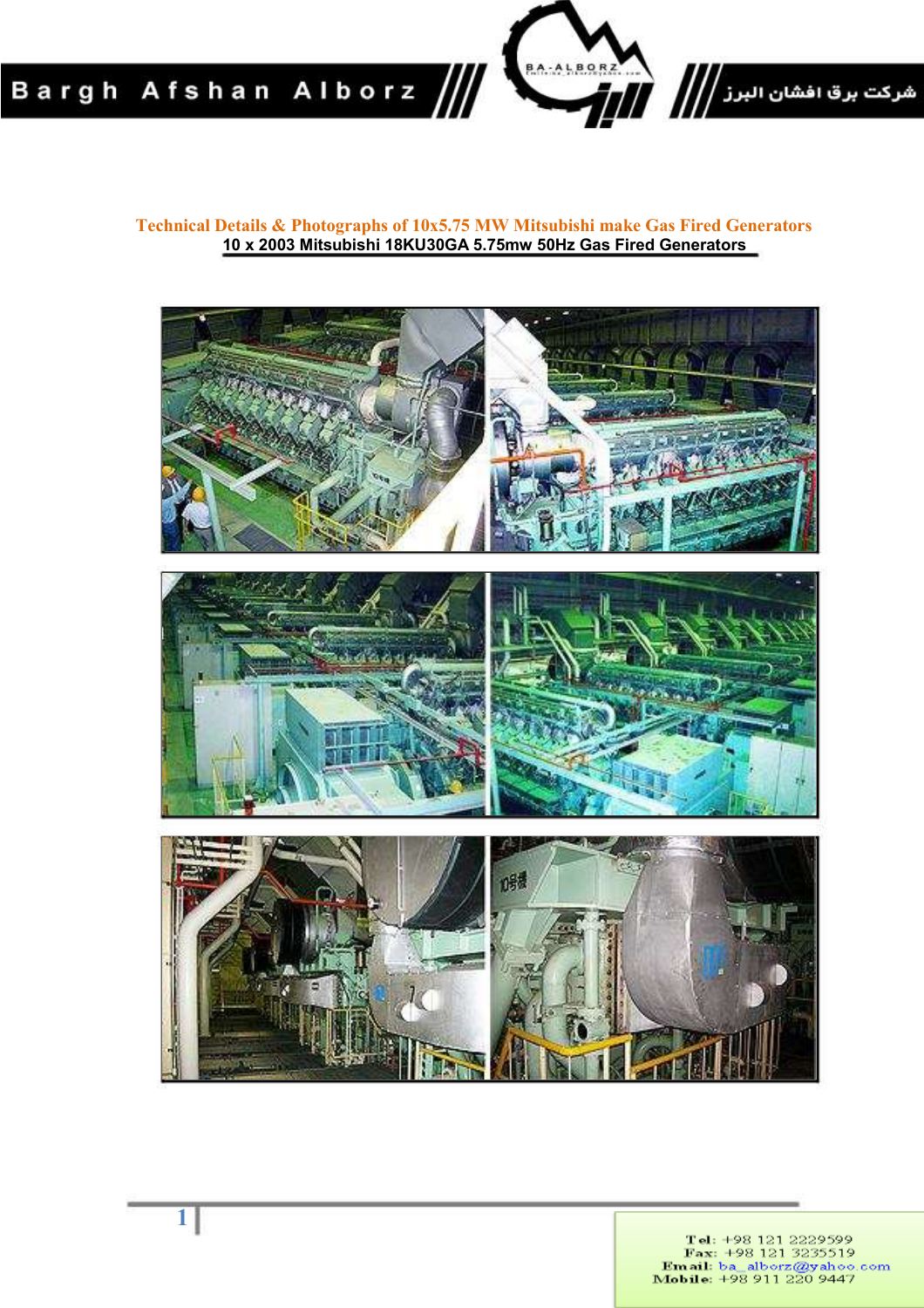# Technical Details & Photographs of 10x5.75 MW Mitsubishi make Gas Fired Generators

**10 x 2003 Mitsubishi 18KU30GA 5.75mw 50Hz Gas Fired Generators**

Tel: +98 121 2229599
Fax: +98 121 3235519
Email: ba_alborz@yahoo.com
Mobile: +98 911 220 9447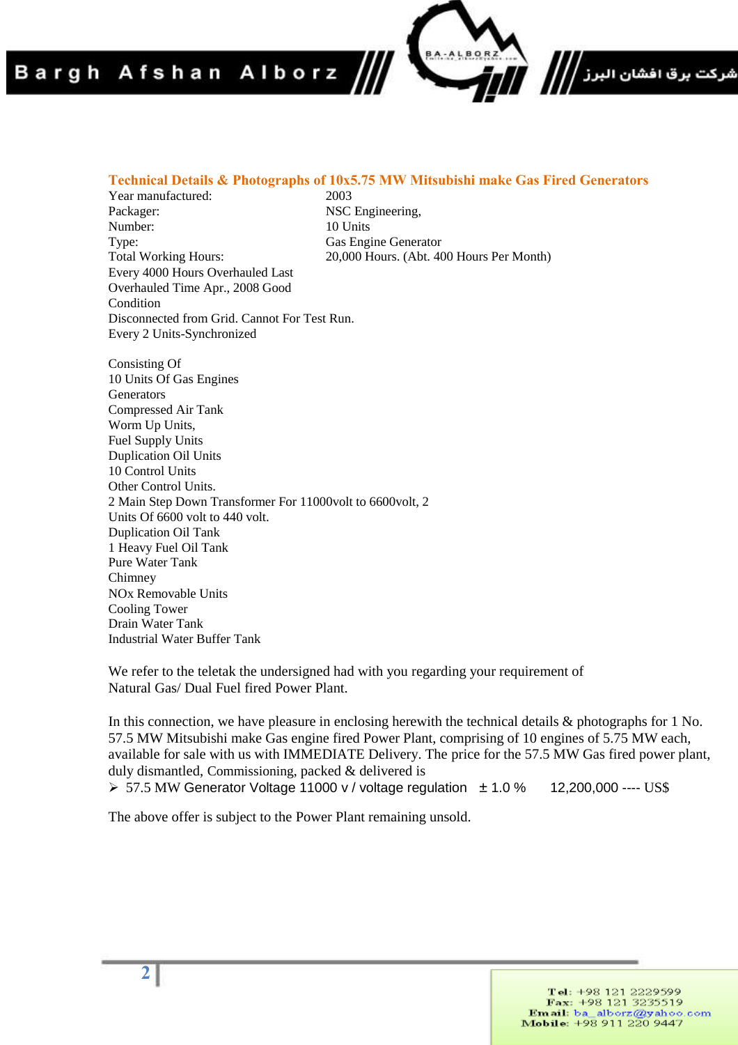## Technical Details & Photographs of 10x5.75 MW Mitsubishi make Gas Fired Generators

| | |
|---|---|
| Year manufactured: | 2003 |
| Packager: | NSC Engineering, |
| Number: | 10 Units |
| Type: | Gas Engine Generator |
| Total Working Hours: | 20,000 Hours. (Abt. 400 Hours Per Month) |

Every 4000 Hours Overhauled Last Overhauled Time Apr., 2008 Good Condition
Disconnected from Grid. Cannot For Test Run.
Every 2 Units-Synchronized

Consisting Of
10 Units Of Gas Engines
Generators
Compressed Air Tank
Worm Up Units,
Fuel Supply Units
Duplication Oil Units
10 Control Units
Other Control Units.
2 Main Step Down Transformer For 11000volt to 6600volt, 2 Units Of 6600 volt to 440 volt.
Duplication Oil Tank
1 Heavy Fuel Oil Tank
Pure Water Tank
Chimney
NOx Removable Units
Cooling Tower
Drain Water Tank
Industrial Water Buffer Tank

We refer to the teletak the undersigned had with you regarding your requirement of Natural Gas/ Dual Fuel fired Power Plant.

In this connection, we have pleasure in enclosing herewith the technical details & photographs for 1 No. 57.5 MW Mitsubishi make Gas engine fired Power Plant, comprising of 10 engines of 5.75 MW each, available for sale with us with IMMEDIATE Delivery. The price for the 57.5 MW Gas fired power plant, duly dismantled, Commissioning, packed & delivered is

- 57.5 MW Generator Voltage 11000 v / voltage regulation ± 1.0 % 12,200,000 ---- US$

The above offer is subject to the Power Plant remaining unsold.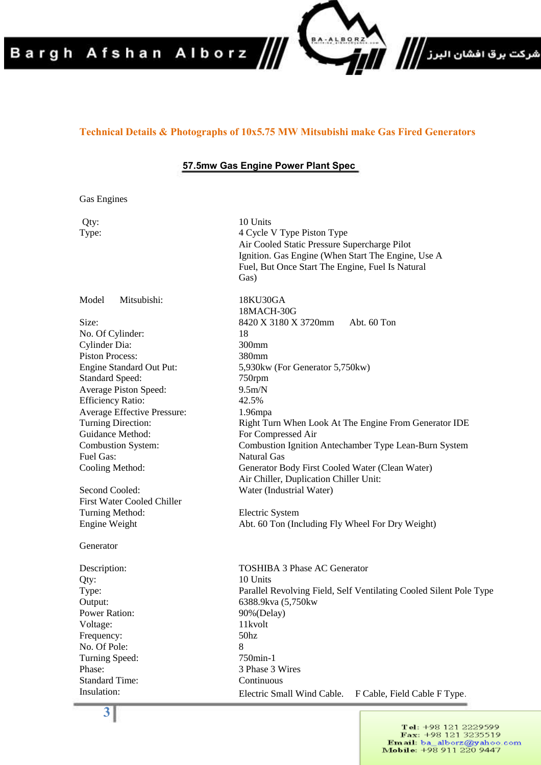## Technical Details & Photographs of 10x5.75 MW Mitsubishi make Gas Fired Generators

### 57.5mw Gas Engine Power Plant Spec

Gas Engines

| | |
|---|---|
| Qty: | 10 Units |
| Type: | 4 Cycle V Type Piston Type Air Cooled Static Pressure Supercharge Pilot Ignition. Gas Engine (When Start The Engine, Use A Fuel, But Once Start The Engine, Fuel Is Natural Gas) |
| Model Mitsubishi: | 18KU30GA<br>18MACH-30G |
| Size: | 8420 X 3180 X 3720mm Abt. 60 Ton |
| No. Of Cylinder: | 18 |
| Cylinder Dia: | 300mm |
| Piston Process: | 380mm |
| Engine Standard Out Put: | 5,930kw (For Generator 5,750kw) |
| Standard Speed: | 750rpm |
| Average Piston Speed: | 9.5m/N |
| Efficiency Ratio: | 42.5% |
| Average Effective Pressure: | 1.96mpa |
| Turning Direction: | Right Turn When Look At The Engine From Generator IDE |
| Guidance Method: | For Compressed Air |
| Combustion System: | Combustion Ignition Antechamber Type Lean-Burn System |
| Fuel Gas: | Natural Gas |
| Cooling Method: | Generator Body First Cooled Water (Clean Water)<br>Air Chiller, Duplication Chiller Unit: |
| Second Cooled: | Water (Industrial Water) |
| First Water Cooled Chiller | |
| Turning Method: | Electric System |
| Engine Weight | Abt. 60 Ton (Including Fly Wheel For Dry Weight) |

Generator

| | |
|---|---|
| Description: | TOSHIBA 3 Phase AC Generator |
| Qty: | 10 Units |
| Type: | Parallel Revolving Field, Self Ventilating Cooled Silent Pole Type |
| Output: | 6388.9kva (5,750kw |
| Power Ration: | 90%(Delay) |
| Voltage: | 11kvolt |
| Frequency: | 50hz |
| No. Of Pole: | 8 |
| Turning Speed: | 750min-1 |
| Phase: | 3 Phase 3 Wires |
| Standard Time: | Continuous |
| Insulation: | Electric Small Wind Cable. F Cable, Field Cable F Type. |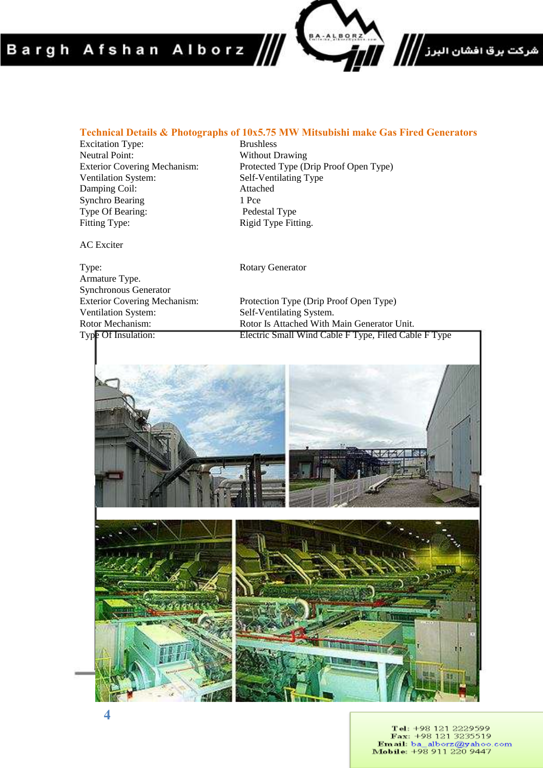## Technical Details & Photographs of 10x5.75 MW Mitsubishi make Gas Fired Generators

| | |
|---|---|
| Excitation Type: | Brushless |
| Neutral Point: | Without Drawing |
| Exterior Covering Mechanism: | Protected Type (Drip Proof Open Type) |
| Ventilation System: | Self-Ventilating Type |
| Damping Coil: | Attached |
| Synchro Bearing | 1 Pce |
| Type Of Bearing: | Pedestal Type |
| Fitting Type: | Rigid Type Fitting. |

AC Exciter

| | |
|---|---|
| Type: | Rotary Generator |
| Armature Type. | |
| Synchronous Generator | |
| Exterior Covering Mechanism: | Protection Type (Drip Proof Open Type) |
| Ventilation System: | Self-Ventilating System. |
| Rotor Mechanism: | Rotor Is Attached With Main Generator Unit. |
| Type Of Insulation: | Electric Small Wind Cable F Type, Filed Cable F Type |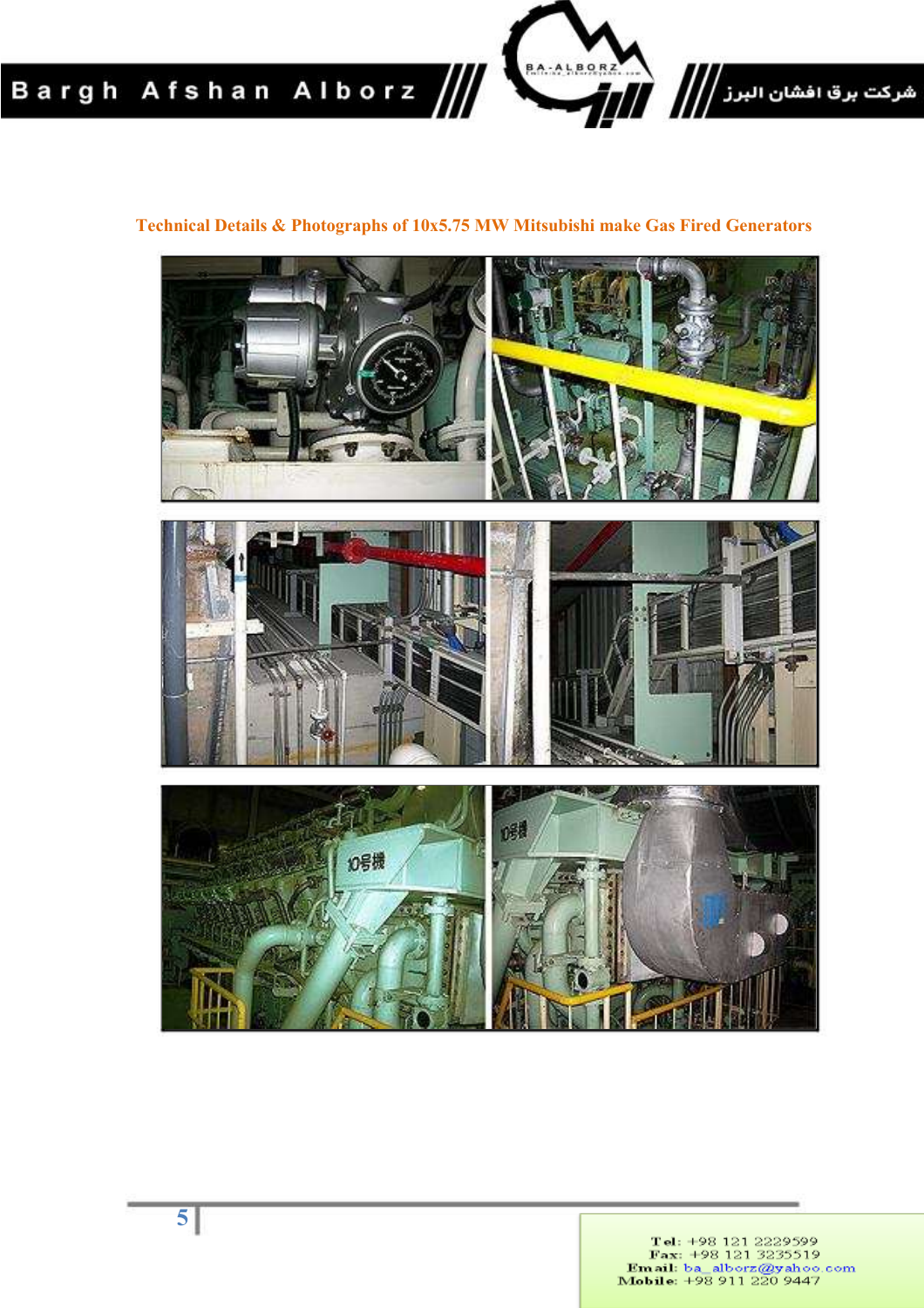Technical Details & Photographs of 10x5.75 MW Mitsubishi make Gas Fired Generators